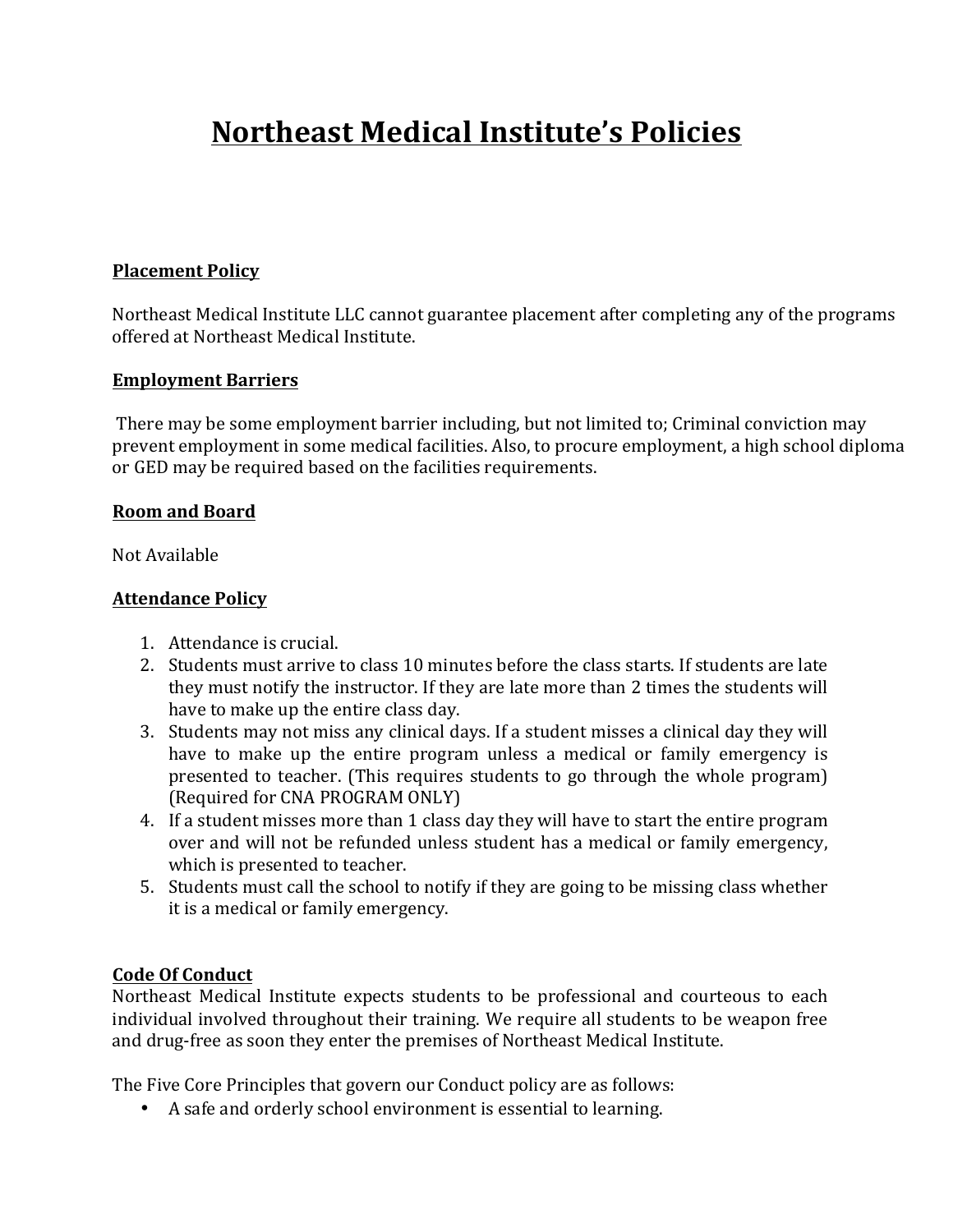# Northeast Medical Institute's Policies

**Placement Policy**

Northeast Medical Institute LLC cannot guarantee placement after completing any of the programs offered at Northeast Medical Institute.

**Employment Barriers**

There may be some employment barrier including, but not limited to; Criminal conviction may prevent employment in some medical facilities. Also, to procure employment, a high school diploma or GED may be required based on the facilities requirements.

**Room and Board**

Not Available

**Attendance Policy**

1. Attendance is crucial.
2. Students must arrive to class 10 minutes before the class starts. If students are late they must notify the instructor. If they are late more than 2 times the students will have to make up the entire class day.
3. Students may not miss any clinical days. If a student misses a clinical day they will have to make up the entire program unless a medical or family emergency is presented to teacher. (This requires students to go through the whole program) (Required for CNA PROGRAM ONLY)
4. If a student misses more than 1 class day they will have to start the entire program over and will not be refunded unless student has a medical or family emergency, which is presented to teacher.
5. Students must call the school to notify if they are going to be missing class whether it is a medical or family emergency.

**Code Of Conduct**

Northeast Medical Institute expects students to be professional and courteous to each individual involved throughout their training. We require all students to be weapon free and drug-free as soon they enter the premises of Northeast Medical Institute.

The Five Core Principles that govern our Conduct policy are as follows:

- A safe and orderly school environment is essential to learning.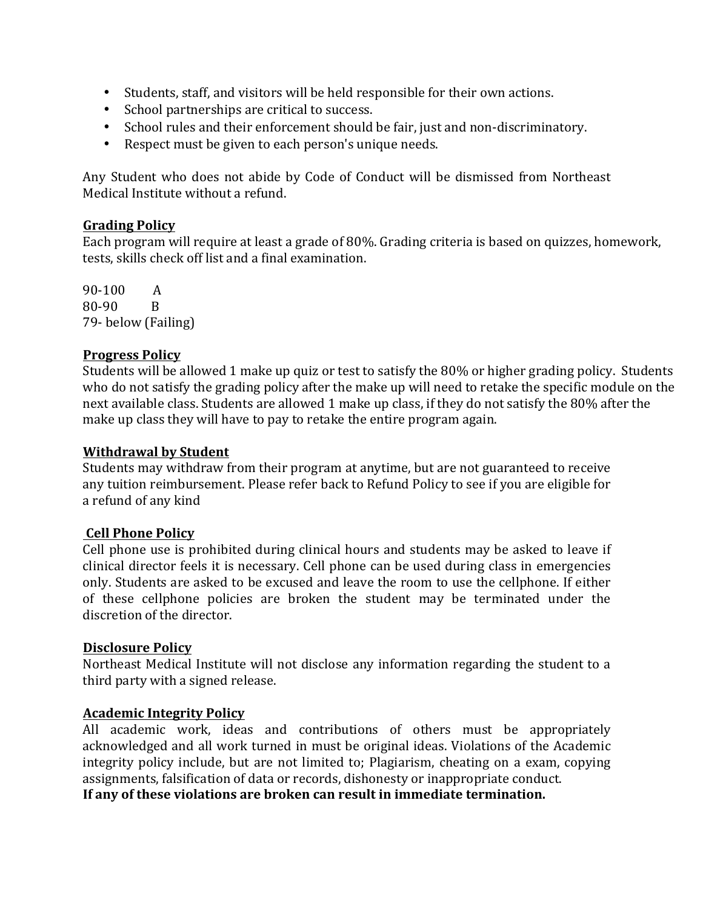- Students, staff, and visitors will be held responsible for their own actions.
- School partnerships are critical to success.
- School rules and their enforcement should be fair, just and non-discriminatory.
- Respect must be given to each person's unique needs.

Any Student who does not abide by Code of Conduct will be dismissed from Northeast Medical Institute without a refund.

**Grading Policy**

Each program will require at least a grade of 80%. Grading criteria is based on quizzes, homework, tests, skills check off list and a final examination.

90-100 A
80-90 B
79- below (Failing)

**Progress Policy**

Students will be allowed 1 make up quiz or test to satisfy the 80% or higher grading policy. Students who do not satisfy the grading policy after the make up will need to retake the specific module on the next available class. Students are allowed 1 make up class, if they do not satisfy the 80% after the make up class they will have to pay to retake the entire program again.

**Withdrawal by Student**

Students may withdraw from their program at anytime, but are not guaranteed to receive any tuition reimbursement. Please refer back to Refund Policy to see if you are eligible for a refund of any kind

**Cell Phone Policy**

Cell phone use is prohibited during clinical hours and students may be asked to leave if clinical director feels it is necessary. Cell phone can be used during class in emergencies only. Students are asked to be excused and leave the room to use the cellphone. If either of these cellphone policies are broken the student may be terminated under the discretion of the director.

**Disclosure Policy**

Northeast Medical Institute will not disclose any information regarding the student to a third party with a signed release.

**Academic Integrity Policy**

All academic work, ideas and contributions of others must be appropriately acknowledged and all work turned in must be original ideas. Violations of the Academic integrity policy include, but are not limited to; Plagiarism, cheating on a exam, copying assignments, falsification of data or records, dishonesty or inappropriate conduct.

**If any of these violations are broken can result in immediate termination.**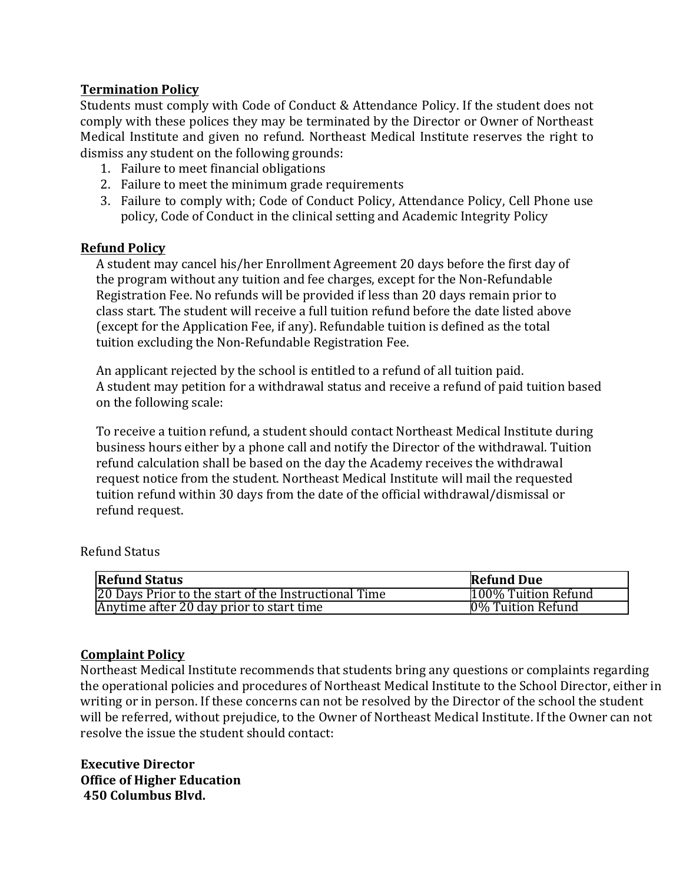**Termination Policy**

Students must comply with Code of Conduct & Attendance Policy. If the student does not comply with these polices they may be terminated by the Director or Owner of Northeast Medical Institute and given no refund. Northeast Medical Institute reserves the right to dismiss any student on the following grounds:

1. Failure to meet financial obligations
2. Failure to meet the minimum grade requirements
3. Failure to comply with; Code of Conduct Policy, Attendance Policy, Cell Phone use policy, Code of Conduct in the clinical setting and Academic Integrity Policy

**Refund Policy**

A student may cancel his/her Enrollment Agreement 20 days before the first day of the program without any tuition and fee charges, except for the Non-Refundable Registration Fee. No refunds will be provided if less than 20 days remain prior to class start. The student will receive a full tuition refund before the date listed above (except for the Application Fee, if any). Refundable tuition is defined as the total tuition excluding the Non-Refundable Registration Fee.

An applicant rejected by the school is entitled to a refund of all tuition paid.
A student may petition for a withdrawal status and receive a refund of paid tuition based on the following scale:

To receive a tuition refund, a student should contact Northeast Medical Institute during business hours either by a phone call and notify the Director of the withdrawal. Tuition refund calculation shall be based on the day the Academy receives the withdrawal request notice from the student. Northeast Medical Institute will mail the requested tuition refund within 30 days from the date of the official withdrawal/dismissal or refund request.

Refund Status

| **Refund Status** | **Refund Due** |
|---|---|
| 20 Days Prior to the start of the Instructional Time | 100% Tuition Refund |
| Anytime after 20 day prior to start time | 0% Tuition Refund |

**Complaint Policy**

Northeast Medical Institute recommends that students bring any questions or complaints regarding the operational policies and procedures of Northeast Medical Institute to the School Director, either in writing or in person. If these concerns can not be resolved by the Director of the school the student will be referred, without prejudice, to the Owner of Northeast Medical Institute. If the Owner can not resolve the issue the student should contact:

**Executive Director**
**Office of Higher Education**
**450 Columbus Blvd.**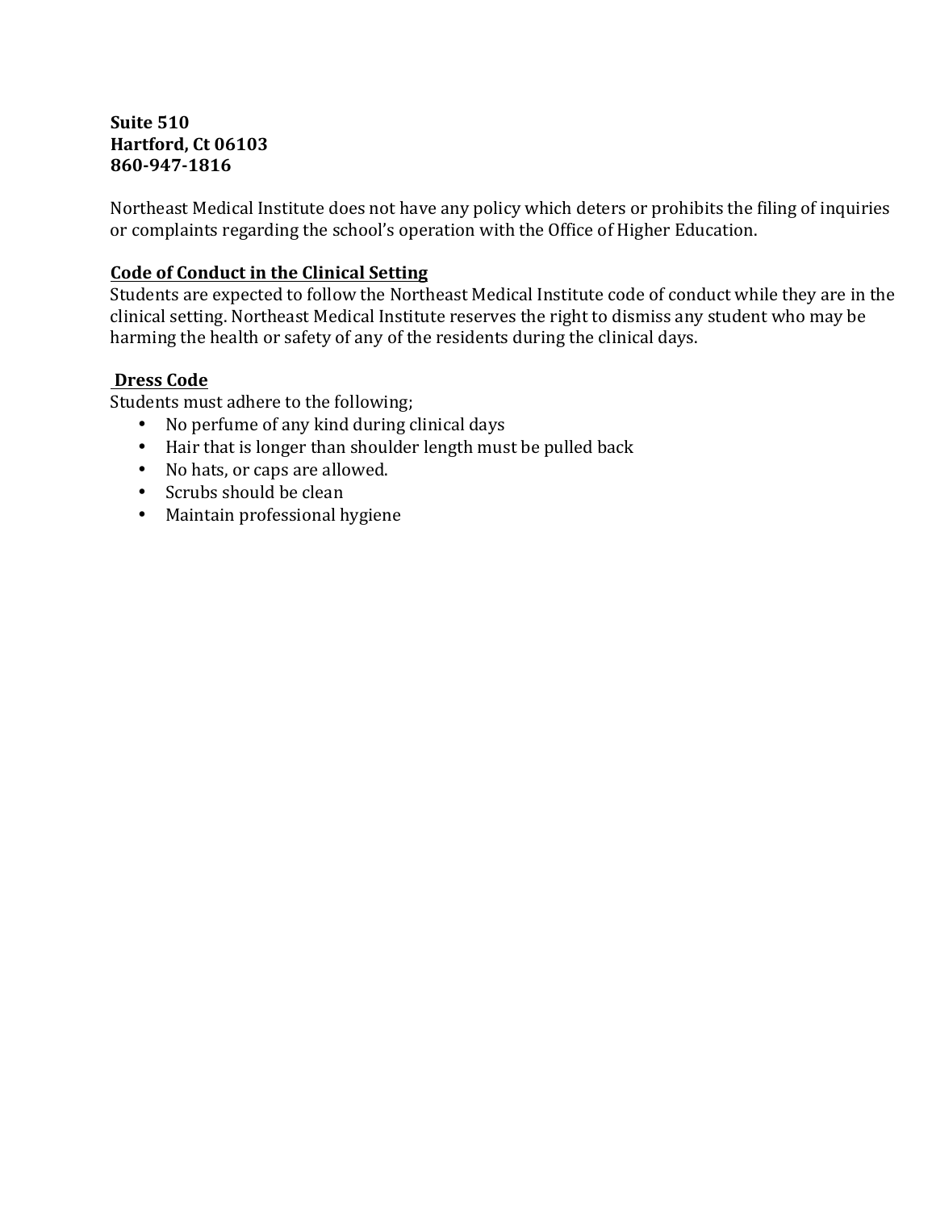**Suite 510**
**Hartford, Ct 06103**
**860-947-1816**

Northeast Medical Institute does not have any policy which deters or prohibits the filing of inquiries or complaints regarding the school's operation with the Office of Higher Education.

**<u>Code of Conduct in the Clinical Setting</u>**

Students are expected to follow the Northeast Medical Institute code of conduct while they are in the clinical setting. Northeast Medical Institute reserves the right to dismiss any student who may be harming the health or safety of any of the residents during the clinical days.

**<u>Dress Code</u>**

Students must adhere to the following;

- No perfume of any kind during clinical days
- Hair that is longer than shoulder length must be pulled back
- No hats, or caps are allowed.
- Scrubs should be clean
- Maintain professional hygiene